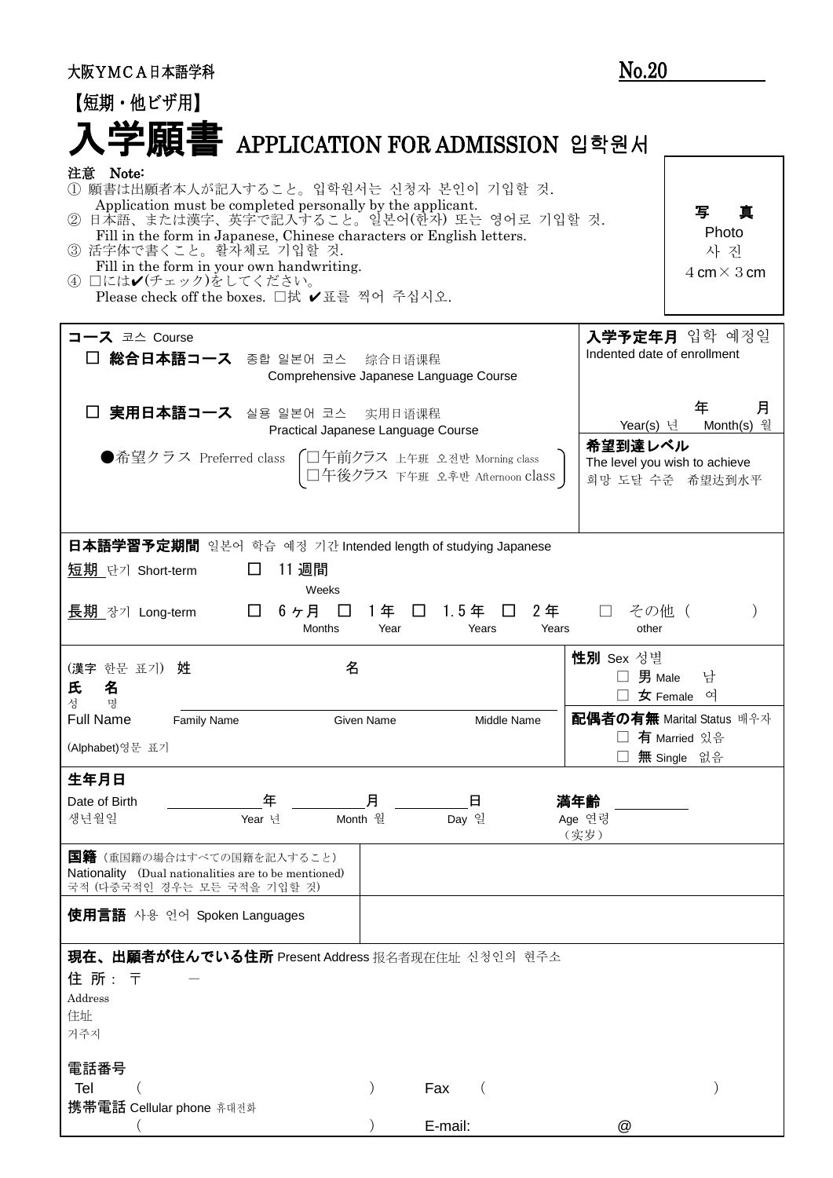大阪ＹＭＣＡ日本語学科 No.20

【短期・他ビザ用】

# 入学願書 APPLICATION FOR ADMISSION 입학원서

| 写　真<br>Photo<br>사 진<br>４cm×３cm |
|---|

注意　Note:

① 願書は出願者本人が記入すること。입학원서는 신청자 본인이 기입할 것.
　Application must be completed personally by the applicant.
② 日本語、または漢字、英字で記入すること。일본어(한자) 또는 영어로 기입할 것.
　Fill in the form in Japanese, Chinese characters or English letters.
③ 活字体で書くこと。활자체로 기입할 것.
　Fill in the form in your own handwriting.
④ □には✔(チェック)をしてください。
　Please check off the boxes. □拭 ✔표를 찍어 주십시오.

| | |
|---|---|
| **コース** 코스 Course<br>□ **総合日本語コース** 종합 일본어 코스　综合日语课程<br>Comprehensive Japanese Language Course<br><br>□ **実用日本語コース** 실용 일본어 코스　实用日语课程<br>Practical Japanese Language Course<br><br>●希望クラス Preferred class　□午前クラス 上午班 오전반 Morning class<br>□午後クラス 下午班 오후반 Afternoon class | **入学予定年月** 입학 예정일<br>Indented date of enrollment<br><br>年　　月<br>Year(s) 년　Month(s) 월<br><br>**希望到達レベル**<br>The level you wish to achieve<br>희망 도달 수준　希望达到水平 |
| **日本語学習予定期間** 일본어 학습 예정 기간 Intended length of studying Japanese<br><br>**短期** 단기 Short-term　□ 11 週間 Weeks<br><br>**長期** 장기 Long-term　□ 6ヶ月 Months　□ 1年 Year　□ 1.5年 Years　□ 2年 Years　□ その他（　　）other | |
| (漢字 한문 표기) 姓　　名<br>**氏　名**<br>성　명<br>Full Name　Family Name　Given Name　Middle Name<br>(Alphabet)영문 표기 | **性別** Sex 성별<br>□ **男** Male　남<br>□ **女** Female　여<br><br>**配偶者の有無** Marital Status 배우자<br>□ **有** Married 있음<br>□ **無** Single　없음 |
| **生年月日**<br>Date of Birth　＿＿年 Year 년　＿＿月 Month 월　＿＿日 Day 일<br>생년월일 | **満年齢** ＿＿<br>Age 연령<br>（实岁） |
| **国籍**（重国籍の場合はすべての国籍を記入すること）<br>Nationality (Dual nationalities are to be mentioned)<br>국적 (다중국적인 경우는 모든 국적을 기입할 것) | |
| **使用言語** 사용 언어 Spoken Languages | |

**現在、出願者が住んでいる住所** Present Address 报名者现在住址 신청인의 현주소

住 所：〒　　－
Address
住址
거주지

電話番号
Tel　（　　　）　　Fax　（　　　）
携帯電話 Cellular phone 휴대전화
（　　　）　　E-mail:　　　@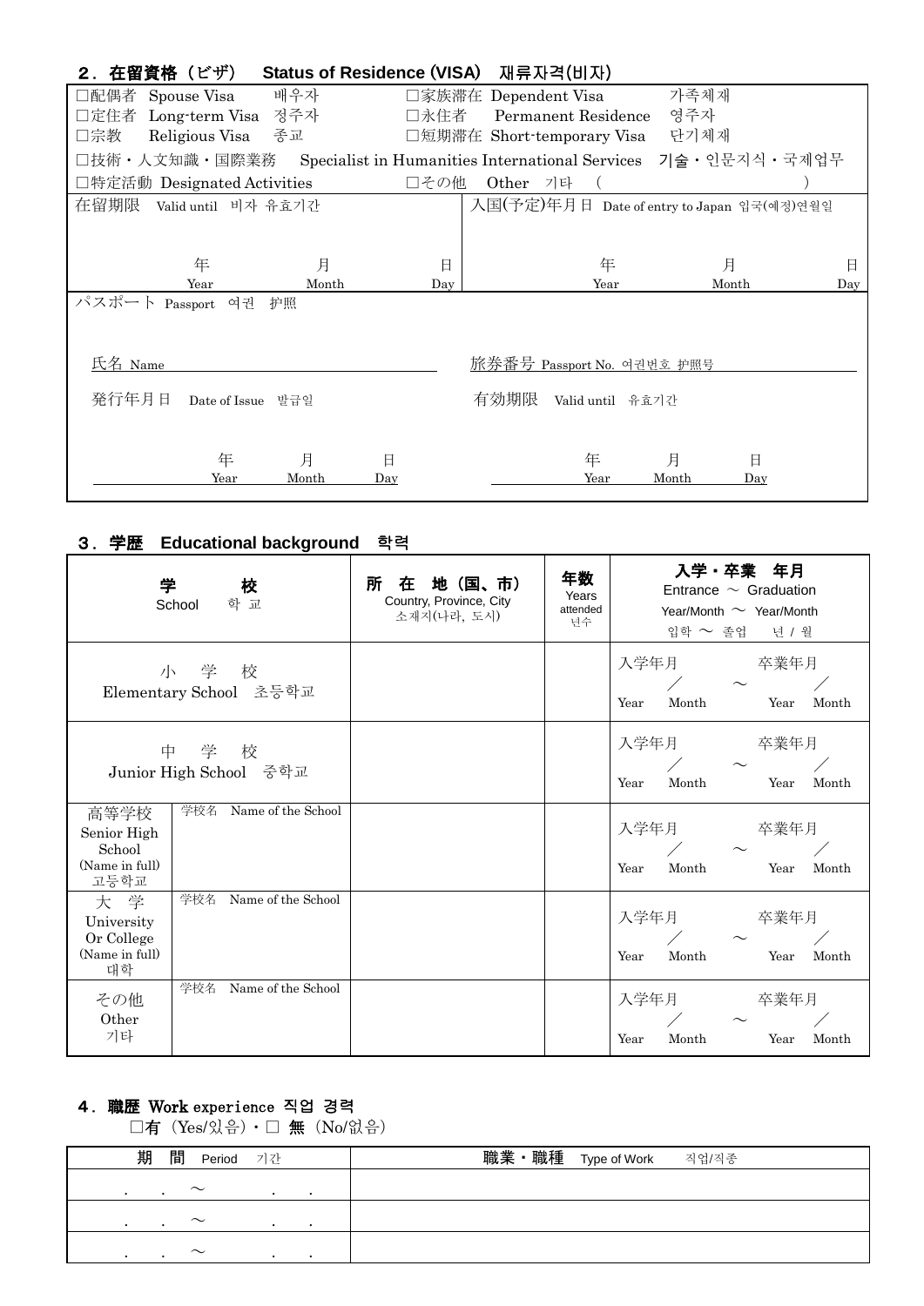## ２．在留資格（ビザ）　Status of Residence (VISA)　재류자격(비자)

| | | | |
|---|---|---|---|
| □配偶者　Spouse Visa　배우자 | | □家族滞在 Dependent Visa　가족체재 | |
| □定住者　Long-term Visa　정주자 | | □永住者　Permanent Residence　영주자 | |
| □宗教　Religious Visa　종교 | | □短期滞在 Short-temporary Visa　단기체재 | |
| □技術・人文知識・国際業務　Specialist in Humanities International Services　기술・인문지식・국제업무 | | | |
| □特定活動 Designated Activities | | □その他　Other　기타　（　　　　　　　　） | |
| 在留期限　Valid until　비자 유효기간<br>年 Year　月 Month　日 Day | | 入国(予定)年月日　Date of entry to Japan 입국(예정)연월일<br>年 Year　月 Month　日 Day | |
| パスポート Passport　여권　护照 | | | |
| 氏名 Name | | 旅券番号 Passport No. 여권번호 护照号 | |
| 発行年月日　Date of Issue　발급일<br>年 Year　月 Month　日 Day | | 有効期限　Valid until　유효기간<br>年 Year　月 Month　日 Day | |

## ３．学歴　Educational background　학력

| 学　校 School 학 교 | | 所 在 地 (国、市) Country, Province, City 소재지(나라, 도시) | 年数 Years attended 년수 | 入学・卒業　年月 Entrance ～ Graduation Year/Month ～ Year/Month 입학 ～ 졸업　년 / 월 |
|---|---|---|---|---|
| 小　学　校 Elementary School　초등학교 | | | | 入学年月　／　～　卒業年月　／<br>Year　Month　Year　Month |
| 中　学　校 Junior High School　중학교 | | | | 入学年月　／　～　卒業年月　／<br>Year　Month　Year　Month |
| 高等学校 Senior High School (Name in full) 고등학교 | 学校名　Name of the School | | | 入学年月　／　～　卒業年月　／<br>Year　Month　Year　Month |
| 大　学 University Or College (Name in full) 대학 | 学校名　Name of the School | | | 入学年月　／　～　卒業年月　／<br>Year　Month　Year　Month |
| その他 Other 기타 | 学校名　Name of the School | | | 入学年月　／　～　卒業年月　／<br>Year　Month　Year　Month |

## ４．職歴 Work experience 직업 경력

□有 (Yes/있음)・□ 無 (No/없음)

| 期　間　Period　기간 | 職業・職種　Type of Work　직업/직종 |
|---|---|
| .　.　～　.　. | |
| .　.　～　.　. | |
| .　.　～　.　. | |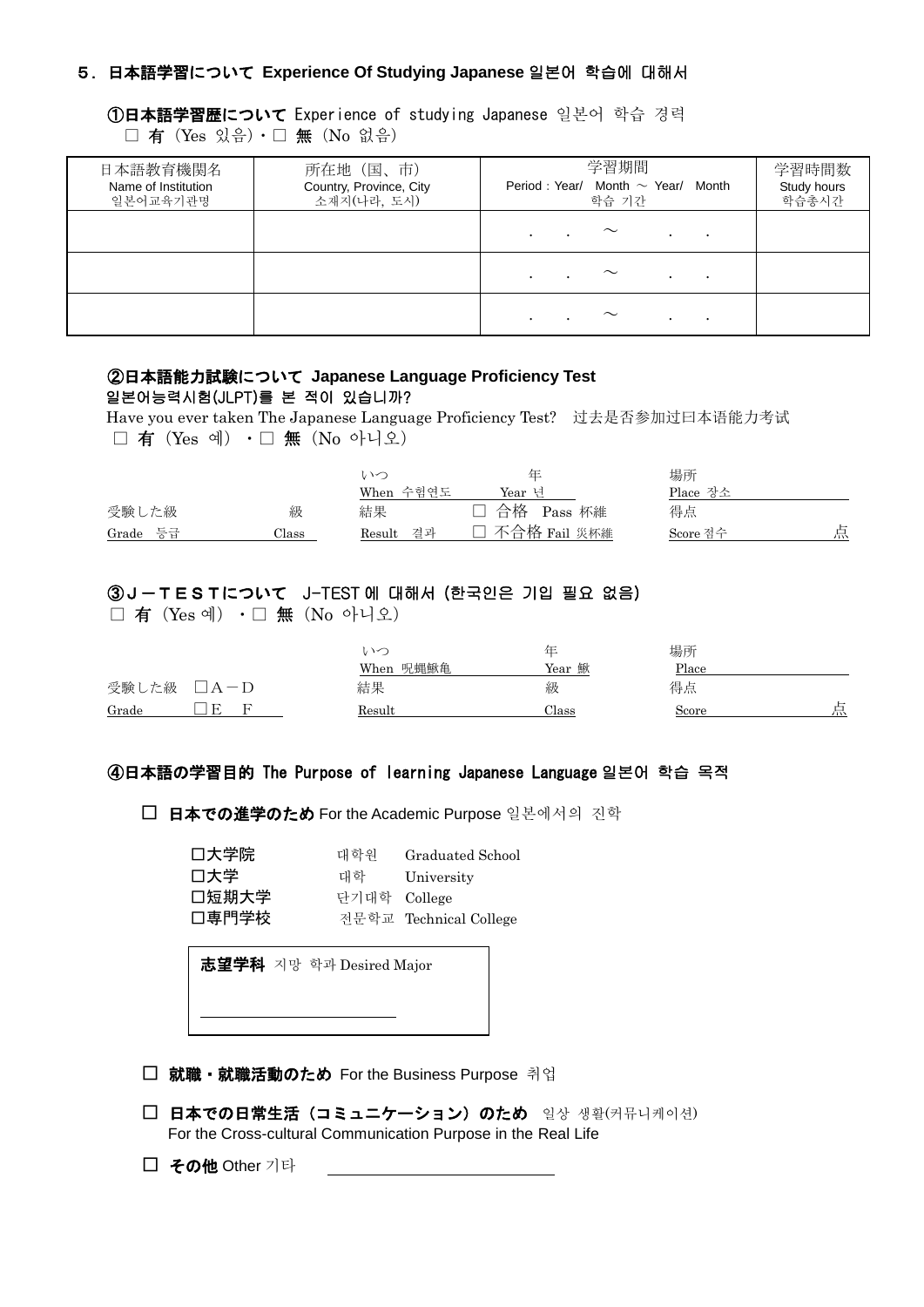## 5．日本語学習について Experience Of Studying Japanese 일본어 학습에 대해서

### ①日本語学習歴について Experience of studying Japanese 일본어 학습 경력

□ 有（Yes 있음）・□ 無（No 없음）

| 日本語教育機関名<br>Name of Institution<br>일본어교육기관명 | 所在地（国、市）<br>Country, Province, City<br>소재지(나라, 도시) | 学習期間<br>Period : Year/ Month ～ Year/ Month<br>학습 기간 | 学習時間数<br>Study hours<br>학습총시간 |
|---|---|---|---|
| | | . . ～ . . | |
| | | . . ～ . . | |
| | | . . ～ . . | |

### ②日本語能力試験について Japanese Language Proficiency Test

일본어능력시험(JLPT)를 본 적이 있습니까?

Have you ever taken The Japanese Language Proficiency Test?　过去是否参加过曰本语能力考试

□ 有（Yes 예）・□ 無（No 아니오）

| | | いつ<br>When 수험연도 | 年<br>Year 년 | 場所<br>Place 장소 |
|---|---|---|---|---|
| 受験した級<br>Grade 등급 | 級<br>Class | 結果<br>Result 결과 | □ 合格 Pass 杯維<br>□ 不合格 Fail 災杯維 | 得点<br>Score 점수　　点 |

### ③Ｊ－ＴＥＳＴについて J-TEST 에 대해서 (한국인은 기입 필요 없음)

□ 有（Yes 예）・□ 無（No 아니오）

| | いつ<br>When 呪蝿鮴亀 | 年<br>Year 鰊 | 場所<br>Place |
|---|---|---|---|
| 受験した級 □A－D<br>Grade □E F | 結果<br>Result | 級<br>Class | 得点<br>Score　　点 |

### ④日本語の学習目的 The Purpose of learning Japanese Language 일본어 학습 목적

□ **日本での進学のため** For the Academic Purpose 일본에서의 진학

- □大学院　대학원　Graduated School
- □大学　대학　University
- □短期大学　단기대학　College
- □専門学校　전문학교　Technical College

**志望学科** 지망 학과 Desired Major

________________________

□ **就職・就職活動のため** For the Business Purpose 취업

□ **日本での日常生活（コミュニケーション）のため** 일상 생활(커뮤니케이션)
For the Cross-cultural Communication Purpose in the Real Life

□ **その他** Other 기타 ________________________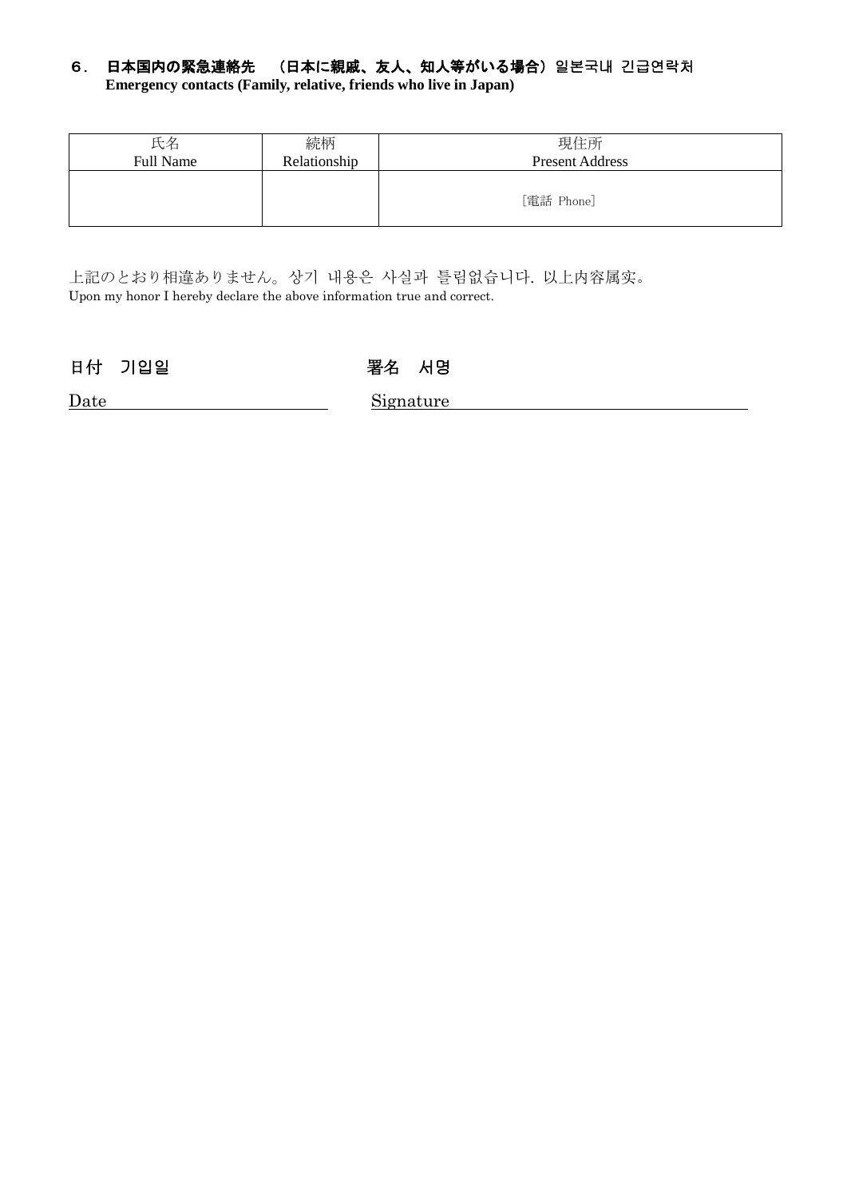### ６． 日本国内の緊急連絡先 （日本に親戚、友人、知人等がいる場合）일본국내 긴급연락처
**Emergency contacts (Family, relative, friends who live in Japan)**

| 氏名<br>Full Name | 続柄<br>Relationship | 現住所<br>Present Address |
|---|---|---|
| | | ［電話 Phone］ |

上記のとおり相違ありません。상기 내용은 사실과 틀림없습니다. 以上内容属实。
Upon my honor I hereby declare the above information true and correct.

日付 기입일 署名 서명

Date ____________________ Signature ____________________